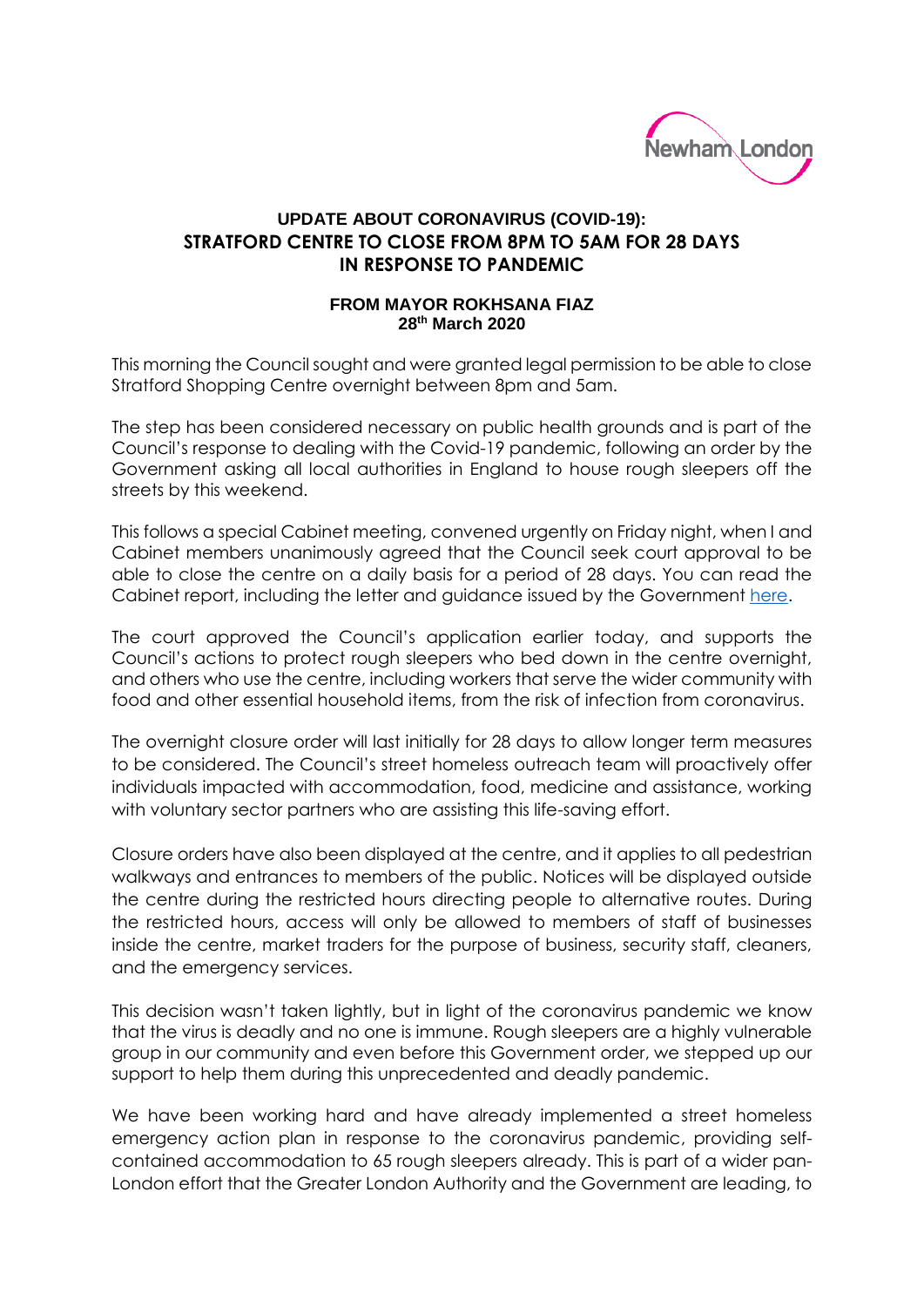Newham London

# UPDATE ABOUT CORONAVIRUS (COVID-19):
# STRATFORD CENTRE TO CLOSE FROM 8PM TO 5AM FOR 28 DAYS IN RESPONSE TO PANDEMIC

**FROM MAYOR ROKHSANA FIAZ**
**28th March 2020**

This morning the Council sought and were granted legal permission to be able to close Stratford Shopping Centre overnight between 8pm and 5am.

The step has been considered necessary on public health grounds and is part of the Council's response to dealing with the Covid-19 pandemic, following an order by the Government asking all local authorities in England to house rough sleepers off the streets by this weekend.

This follows a special Cabinet meeting, convened urgently on Friday night, when I and Cabinet members unanimously agreed that the Council seek court approval to be able to close the centre on a daily basis for a period of 28 days. You can read the Cabinet report, including the letter and guidance issued by the Government here.

The court approved the Council's application earlier today, and supports the Council's actions to protect rough sleepers who bed down in the centre overnight, and others who use the centre, including workers that serve the wider community with food and other essential household items, from the risk of infection from coronavirus.

The overnight closure order will last initially for 28 days to allow longer term measures to be considered. The Council's street homeless outreach team will proactively offer individuals impacted with accommodation, food, medicine and assistance, working with voluntary sector partners who are assisting this life-saving effort.

Closure orders have also been displayed at the centre, and it applies to all pedestrian walkways and entrances to members of the public. Notices will be displayed outside the centre during the restricted hours directing people to alternative routes. During the restricted hours, access will only be allowed to members of staff of businesses inside the centre, market traders for the purpose of business, security staff, cleaners, and the emergency services.

This decision wasn't taken lightly, but in light of the coronavirus pandemic we know that the virus is deadly and no one is immune. Rough sleepers are a highly vulnerable group in our community and even before this Government order, we stepped up our support to help them during this unprecedented and deadly pandemic.

We have been working hard and have already implemented a street homeless emergency action plan in response to the coronavirus pandemic, providing self-contained accommodation to 65 rough sleepers already. This is part of a wider pan-London effort that the Greater London Authority and the Government are leading, to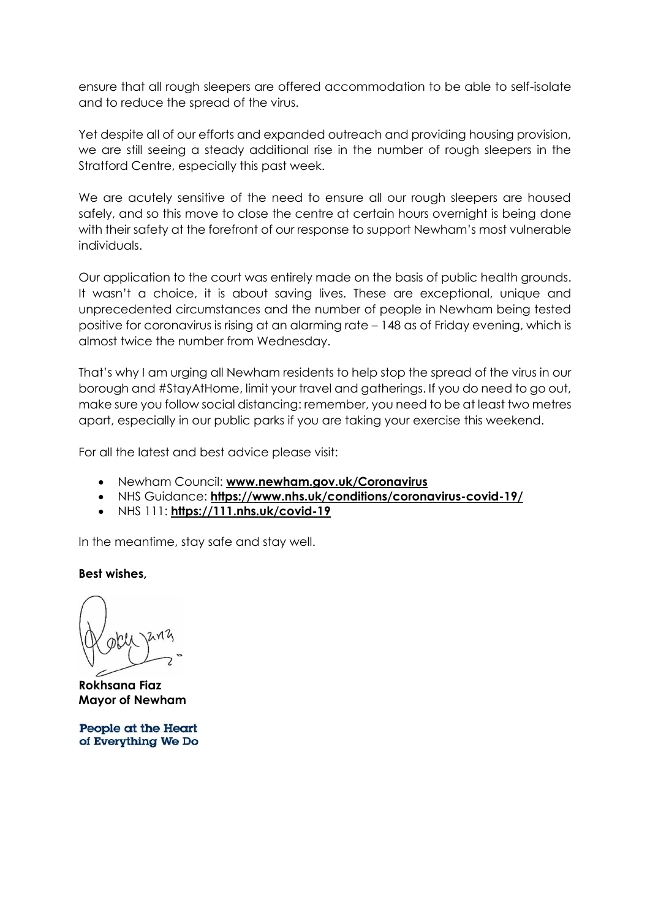ensure that all rough sleepers are offered accommodation to be able to self-isolate and to reduce the spread of the virus.

Yet despite all of our efforts and expanded outreach and providing housing provision, we are still seeing a steady additional rise in the number of rough sleepers in the Stratford Centre, especially this past week.

We are acutely sensitive of the need to ensure all our rough sleepers are housed safely, and so this move to close the centre at certain hours overnight is being done with their safety at the forefront of our response to support Newham's most vulnerable individuals.

Our application to the court was entirely made on the basis of public health grounds. It wasn't a choice, it is about saving lives. These are exceptional, unique and unprecedented circumstances and the number of people in Newham being tested positive for coronavirus is rising at an alarming rate – 148 as of Friday evening, which is almost twice the number from Wednesday.

That's why I am urging all Newham residents to help stop the spread of the virus in our borough and #StayAtHome, limit your travel and gatherings. If you do need to go out, make sure you follow social distancing: remember, you need to be at least two metres apart, especially in our public parks if you are taking your exercise this weekend.

For all the latest and best advice please visit:

- Newham Council: **www.newham.gov.uk/Coronavirus**
- NHS Guidance: **https://www.nhs.uk/conditions/coronavirus-covid-19/**
- NHS 111: **https://111.nhs.uk/covid-19**

In the meantime, stay safe and stay well.

**Best wishes,**

**Rokhsana Fiaz**
**Mayor of Newham**

**People at the Heart of Everything We Do**